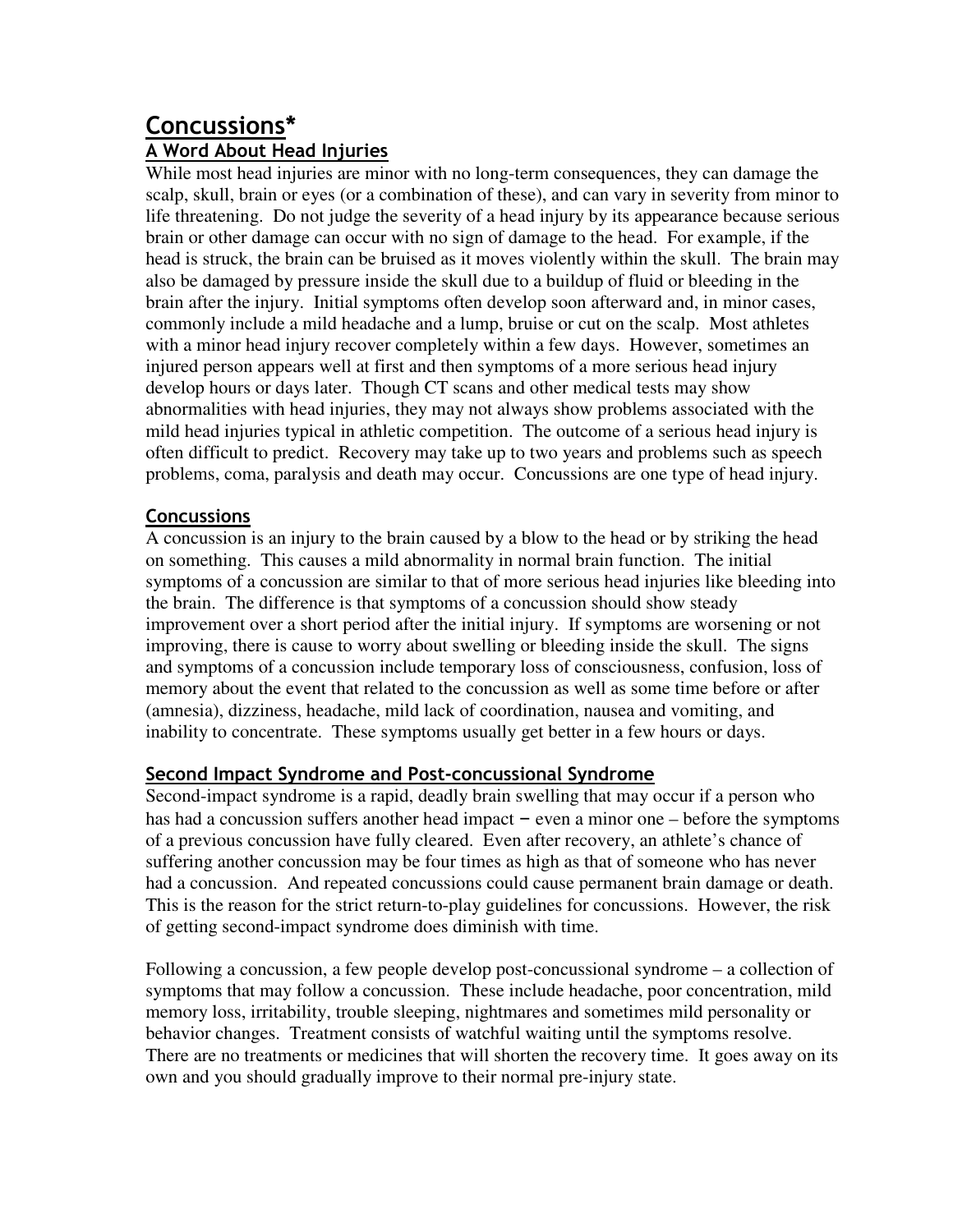# Concussions*

## A Word About Head Injuries

While most head injuries are minor with no long-term consequences, they can damage the scalp, skull, brain or eyes (or a combination of these), and can vary in severity from minor to life threatening. Do not judge the severity of a head injury by its appearance because serious brain or other damage can occur with no sign of damage to the head. For example, if the head is struck, the brain can be bruised as it moves violently within the skull. The brain may also be damaged by pressure inside the skull due to a buildup of fluid or bleeding in the brain after the injury. Initial symptoms often develop soon afterward and, in minor cases, commonly include a mild headache and a lump, bruise or cut on the scalp. Most athletes with a minor head injury recover completely within a few days. However, sometimes an injured person appears well at first and then symptoms of a more serious head injury develop hours or days later. Though CT scans and other medical tests may show abnormalities with head injuries, they may not always show problems associated with the mild head injuries typical in athletic competition. The outcome of a serious head injury is often difficult to predict. Recovery may take up to two years and problems such as speech problems, coma, paralysis and death may occur. Concussions are one type of head injury.

## Concussions

A concussion is an injury to the brain caused by a blow to the head or by striking the head on something. This causes a mild abnormality in normal brain function. The initial symptoms of a concussion are similar to that of more serious head injuries like bleeding into the brain. The difference is that symptoms of a concussion should show steady improvement over a short period after the initial injury. If symptoms are worsening or not improving, there is cause to worry about swelling or bleeding inside the skull. The signs and symptoms of a concussion include temporary loss of consciousness, confusion, loss of memory about the event that related to the concussion as well as some time before or after (amnesia), dizziness, headache, mild lack of coordination, nausea and vomiting, and inability to concentrate. These symptoms usually get better in a few hours or days.

## Second Impact Syndrome and Post-concussional Syndrome

Second-impact syndrome is a rapid, deadly brain swelling that may occur if a person who has had a concussion suffers another head impact – even a minor one – before the symptoms of a previous concussion have fully cleared. Even after recovery, an athlete's chance of suffering another concussion may be four times as high as that of someone who has never had a concussion. And repeated concussions could cause permanent brain damage or death. This is the reason for the strict return-to-play guidelines for concussions. However, the risk of getting second-impact syndrome does diminish with time.

Following a concussion, a few people develop post-concussional syndrome – a collection of symptoms that may follow a concussion. These include headache, poor concentration, mild memory loss, irritability, trouble sleeping, nightmares and sometimes mild personality or behavior changes. Treatment consists of watchful waiting until the symptoms resolve. There are no treatments or medicines that will shorten the recovery time. It goes away on its own and you should gradually improve to their normal pre-injury state.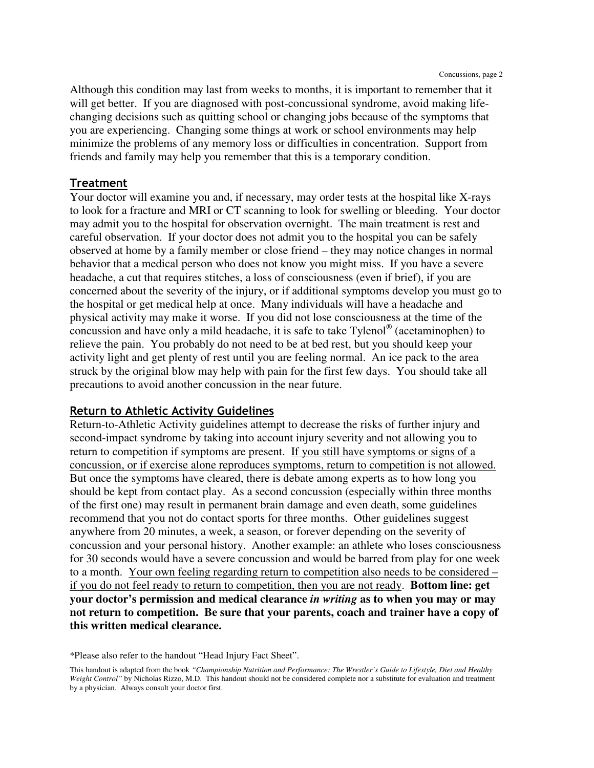Although this condition may last from weeks to months, it is important to remember that it will get better. If you are diagnosed with post-concussional syndrome, avoid making life-changing decisions such as quitting school or changing jobs because of the symptoms that you are experiencing. Changing some things at work or school environments may help minimize the problems of any memory loss or difficulties in concentration. Support from friends and family may help you remember that this is a temporary condition.

## Treatment

Your doctor will examine you and, if necessary, may order tests at the hospital like X-rays to look for a fracture and MRI or CT scanning to look for swelling or bleeding. Your doctor may admit you to the hospital for observation overnight. The main treatment is rest and careful observation. If your doctor does not admit you to the hospital you can be safely observed at home by a family member or close friend – they may notice changes in normal behavior that a medical person who does not know you might miss. If you have a severe headache, a cut that requires stitches, a loss of consciousness (even if brief), if you are concerned about the severity of the injury, or if additional symptoms develop you must go to the hospital or get medical help at once. Many individuals will have a headache and physical activity may make it worse. If you did not lose consciousness at the time of the concussion and have only a mild headache, it is safe to take Tylenol® (acetaminophen) to relieve the pain. You probably do not need to be at bed rest, but you should keep your activity light and get plenty of rest until you are feeling normal. An ice pack to the area struck by the original blow may help with pain for the first few days. You should take all precautions to avoid another concussion in the near future.

## Return to Athletic Activity Guidelines

Return-to-Athletic Activity guidelines attempt to decrease the risks of further injury and second-impact syndrome by taking into account injury severity and not allowing you to return to competition if symptoms are present. <u>If you still have symptoms or signs of a concussion, or if exercise alone reproduces symptoms, return to competition is not allowed.</u> But once the symptoms have cleared, there is debate among experts as to how long you should be kept from contact play. As a second concussion (especially within three months of the first one) may result in permanent brain damage and even death, some guidelines recommend that you not do contact sports for three months. Other guidelines suggest anywhere from 20 minutes, a week, a season, or forever depending on the severity of concussion and your personal history. Another example: an athlete who loses consciousness for 30 seconds would have a severe concussion and would be barred from play for one week to a month. <u>Your own feeling regarding return to competition also needs to be considered – if you do not feel ready to return to competition, then you are not ready</u>. **Bottom line: get your doctor's permission and medical clearance *in writing* as to when you may or may not return to competition. Be sure that your parents, coach and trainer have a copy of this written medical clearance.**

*Please also refer to the handout "Head Injury Fact Sheet".

This handout is adapted from the book *"Championship Nutrition and Performance: The Wrestler's Guide to Lifestyle, Diet and Healthy Weight Control"* by Nicholas Rizzo, M.D. This handout should not be considered complete nor a substitute for evaluation and treatment by a physician. Always consult your doctor first.